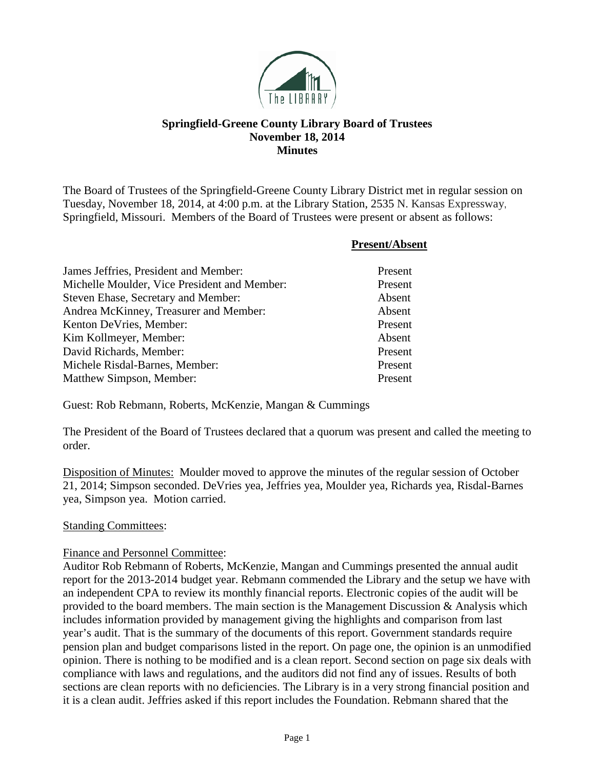# Springfield-Greene County Library Board of Trustees
## November 18, 2014
## Minutes

The Board of Trustees of the Springfield-Greene County Library District met in regular session on Tuesday, November 18, 2014, at 4:00 p.m. at the Library Station, 2535 N. Kansas Expressway, Springfield, Missouri. Members of the Board of Trustees were present or absent as follows:

| | **Present/Absent** |
|---|---|
| James Jeffries, President and Member: | Present |
| Michelle Moulder, Vice President and Member: | Present |
| Steven Ehase, Secretary and Member: | Absent |
| Andrea McKinney, Treasurer and Member: | Absent |
| Kenton DeVries, Member: | Present |
| Kim Kollmeyer, Member: | Absent |
| David Richards, Member: | Present |
| Michele Risdal-Barnes, Member: | Present |
| Matthew Simpson, Member: | Present |

Guest: Rob Rebmann, Roberts, McKenzie, Mangan & Cummings

The President of the Board of Trustees declared that a quorum was present and called the meeting to order.

Disposition of Minutes: Moulder moved to approve the minutes of the regular session of October 21, 2014; Simpson seconded. DeVries yea, Jeffries yea, Moulder yea, Richards yea, Risdal-Barnes yea, Simpson yea. Motion carried.

Standing Committees:

Finance and Personnel Committee:
Auditor Rob Rebmann of Roberts, McKenzie, Mangan and Cummings presented the annual audit report for the 2013-2014 budget year. Rebmann commended the Library and the setup we have with an independent CPA to review its monthly financial reports. Electronic copies of the audit will be provided to the board members. The main section is the Management Discussion & Analysis which includes information provided by management giving the highlights and comparison from last year's audit. That is the summary of the documents of this report. Government standards require pension plan and budget comparisons listed in the report. On page one, the opinion is an unmodified opinion. There is nothing to be modified and is a clean report. Second section on page six deals with compliance with laws and regulations, and the auditors did not find any of issues. Results of both sections are clean reports with no deficiencies. The Library is in a very strong financial position and it is a clean audit. Jeffries asked if this report includes the Foundation. Rebmann shared that the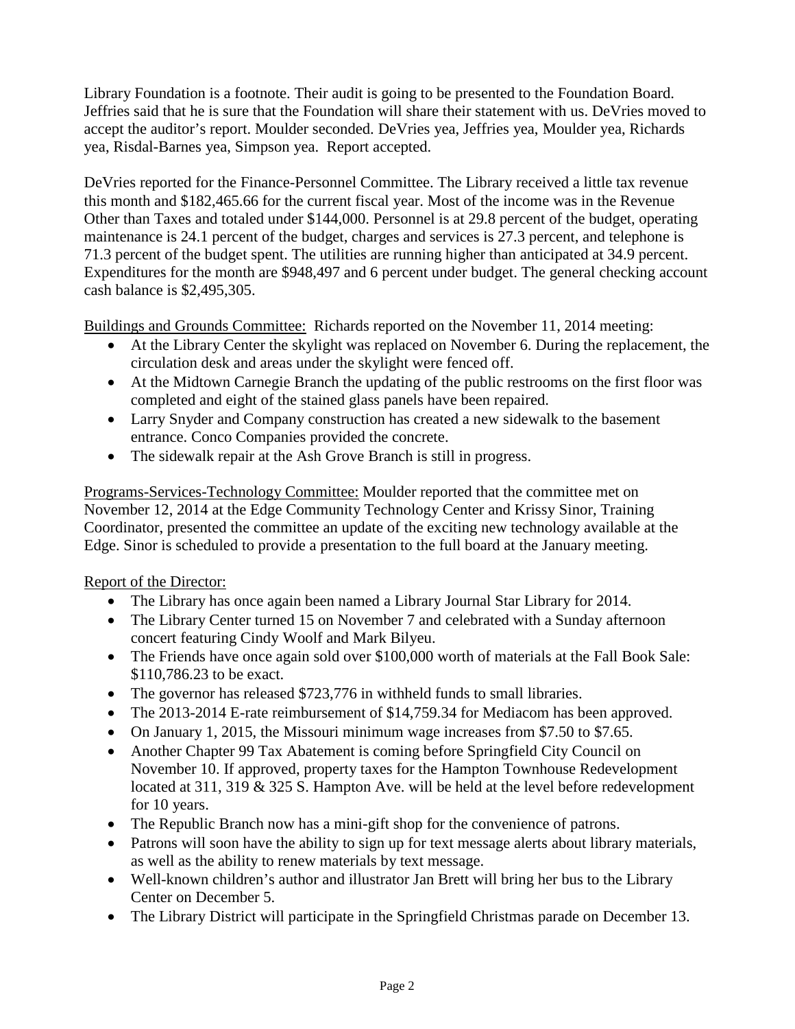Library Foundation is a footnote. Their audit is going to be presented to the Foundation Board. Jeffries said that he is sure that the Foundation will share their statement with us. DeVries moved to accept the auditor's report. Moulder seconded. DeVries yea, Jeffries yea, Moulder yea, Richards yea, Risdal-Barnes yea, Simpson yea. Report accepted.

DeVries reported for the Finance-Personnel Committee. The Library received a little tax revenue this month and $182,465.66 for the current fiscal year. Most of the income was in the Revenue Other than Taxes and totaled under $144,000. Personnel is at 29.8 percent of the budget, operating maintenance is 24.1 percent of the budget, charges and services is 27.3 percent, and telephone is 71.3 percent of the budget spent. The utilities are running higher than anticipated at 34.9 percent. Expenditures for the month are $948,497 and 6 percent under budget. The general checking account cash balance is $2,495,305.

Buildings and Grounds Committee: Richards reported on the November 11, 2014 meeting:

- At the Library Center the skylight was replaced on November 6. During the replacement, the circulation desk and areas under the skylight were fenced off.
- At the Midtown Carnegie Branch the updating of the public restrooms on the first floor was completed and eight of the stained glass panels have been repaired.
- Larry Snyder and Company construction has created a new sidewalk to the basement entrance. Conco Companies provided the concrete.
- The sidewalk repair at the Ash Grove Branch is still in progress.

Programs-Services-Technology Committee: Moulder reported that the committee met on November 12, 2014 at the Edge Community Technology Center and Krissy Sinor, Training Coordinator, presented the committee an update of the exciting new technology available at the Edge. Sinor is scheduled to provide a presentation to the full board at the January meeting.

Report of the Director:

- The Library has once again been named a Library Journal Star Library for 2014.
- The Library Center turned 15 on November 7 and celebrated with a Sunday afternoon concert featuring Cindy Woolf and Mark Bilyeu.
- The Friends have once again sold over $100,000 worth of materials at the Fall Book Sale: $110,786.23 to be exact.
- The governor has released $723,776 in withheld funds to small libraries.
- The 2013-2014 E-rate reimbursement of $14,759.34 for Mediacom has been approved.
- On January 1, 2015, the Missouri minimum wage increases from $7.50 to $7.65.
- Another Chapter 99 Tax Abatement is coming before Springfield City Council on November 10. If approved, property taxes for the Hampton Townhouse Redevelopment located at 311, 319 & 325 S. Hampton Ave. will be held at the level before redevelopment for 10 years.
- The Republic Branch now has a mini-gift shop for the convenience of patrons.
- Patrons will soon have the ability to sign up for text message alerts about library materials, as well as the ability to renew materials by text message.
- Well-known children's author and illustrator Jan Brett will bring her bus to the Library Center on December 5.
- The Library District will participate in the Springfield Christmas parade on December 13.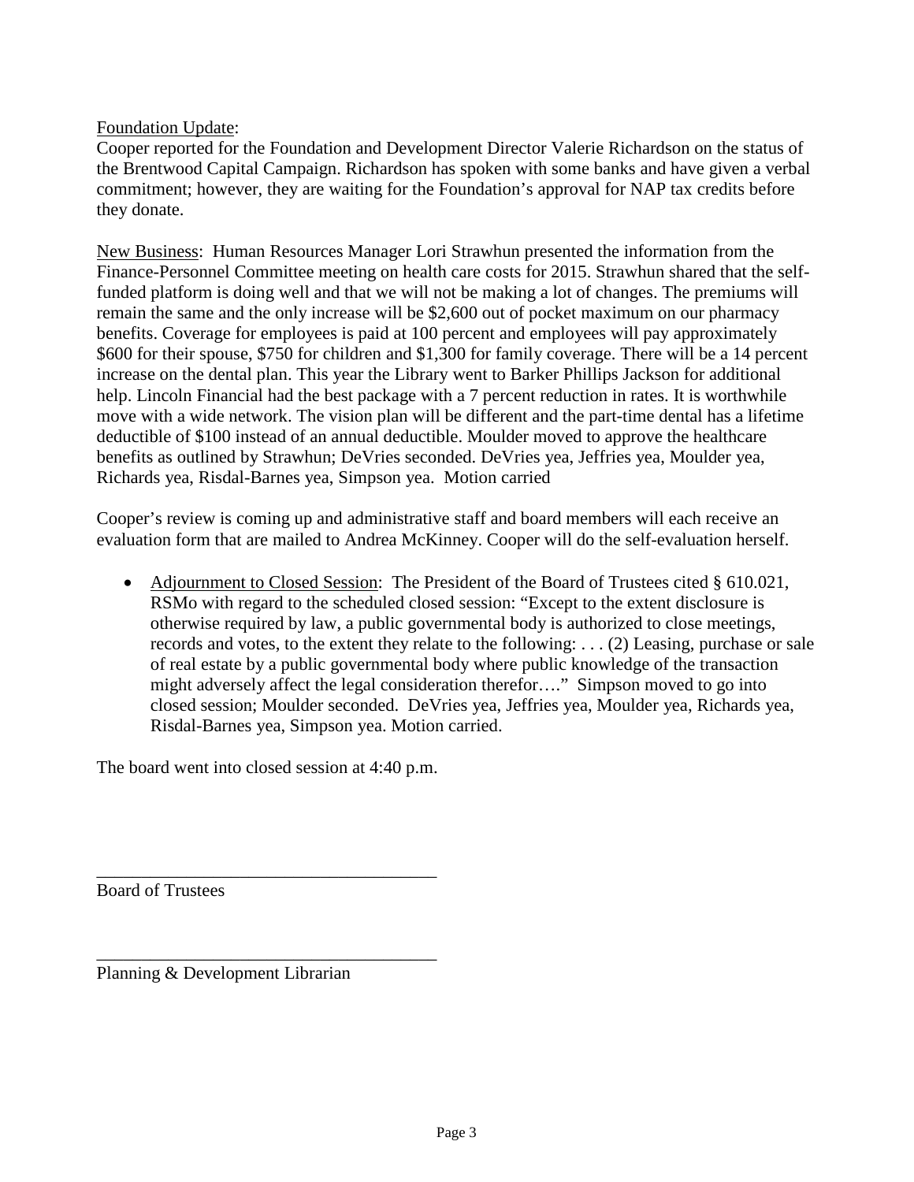Foundation Update:
Cooper reported for the Foundation and Development Director Valerie Richardson on the status of the Brentwood Capital Campaign. Richardson has spoken with some banks and have given a verbal commitment; however, they are waiting for the Foundation's approval for NAP tax credits before they donate.

New Business: Human Resources Manager Lori Strawhun presented the information from the Finance-Personnel Committee meeting on health care costs for 2015. Strawhun shared that the self-funded platform is doing well and that we will not be making a lot of changes. The premiums will remain the same and the only increase will be $2,600 out of pocket maximum on our pharmacy benefits. Coverage for employees is paid at 100 percent and employees will pay approximately $600 for their spouse, $750 for children and $1,300 for family coverage. There will be a 14 percent increase on the dental plan. This year the Library went to Barker Phillips Jackson for additional help. Lincoln Financial had the best package with a 7 percent reduction in rates. It is worthwhile move with a wide network. The vision plan will be different and the part-time dental has a lifetime deductible of $100 instead of an annual deductible. Moulder moved to approve the healthcare benefits as outlined by Strawhun; DeVries seconded. DeVries yea, Jeffries yea, Moulder yea, Richards yea, Risdal-Barnes yea, Simpson yea. Motion carried

Cooper's review is coming up and administrative staff and board members will each receive an evaluation form that are mailed to Andrea McKinney. Cooper will do the self-evaluation herself.

- Adjournment to Closed Session: The President of the Board of Trustees cited § 610.021, RSMo with regard to the scheduled closed session: "Except to the extent disclosure is otherwise required by law, a public governmental body is authorized to close meetings, records and votes, to the extent they relate to the following: . . . (2) Leasing, purchase or sale of real estate by a public governmental body where public knowledge of the transaction might adversely affect the legal consideration therefor…." Simpson moved to go into closed session; Moulder seconded. DeVries yea, Jeffries yea, Moulder yea, Richards yea, Risdal-Barnes yea, Simpson yea. Motion carried.

The board went into closed session at 4:40 p.m.

______________________________________
Board of Trustees

______________________________________
Planning & Development Librarian